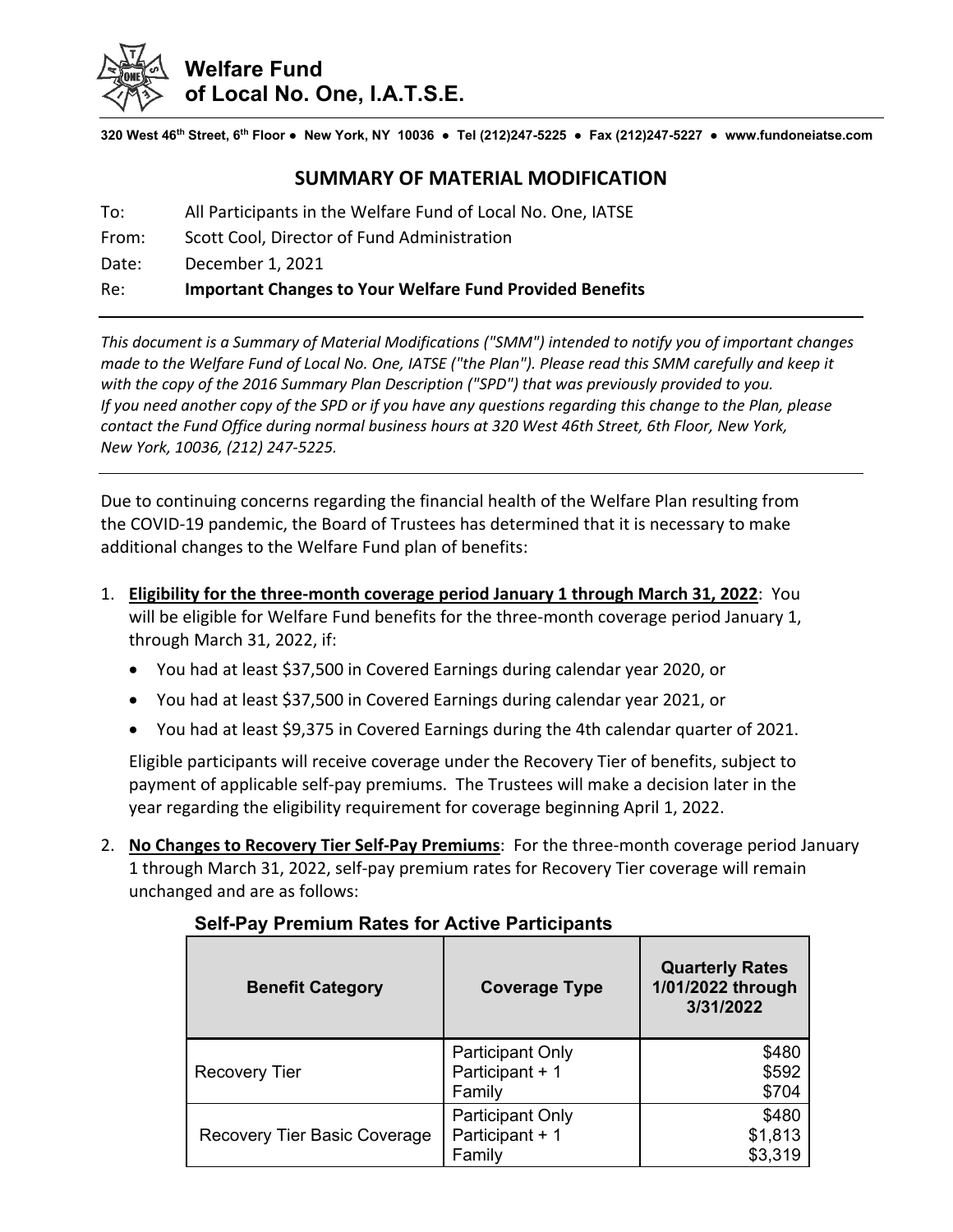# Welfare Fund of Local No. One, I.A.T.S.E.

320 West 46th Street, 6th Floor ● New York, NY 10036 ● Tel (212)247-5225 ● Fax (212)247-5227 ● www.fundoneiatse.com

## SUMMARY OF MATERIAL MODIFICATION

To: All Participants in the Welfare Fund of Local No. One, IATSE

From: Scott Cool, Director of Fund Administration

Date: December 1, 2021

Re: **Important Changes to Your Welfare Fund Provided Benefits**

---

*This document is a Summary of Material Modifications ("SMM") intended to notify you of important changes made to the Welfare Fund of Local No. One, IATSE ("the Plan"). Please read this SMM carefully and keep it with the copy of the 2016 Summary Plan Description ("SPD") that was previously provided to you. If you need another copy of the SPD or if you have any questions regarding this change to the Plan, please contact the Fund Office during normal business hours at 320 West 46th Street, 6th Floor, New York, New York, 10036, (212) 247-5225.*

---

Due to continuing concerns regarding the financial health of the Welfare Plan resulting from the COVID-19 pandemic, the Board of Trustees has determined that it is necessary to make additional changes to the Welfare Fund plan of benefits:

1. **Eligibility for the three-month coverage period January 1 through March 31, 2022**: You will be eligible for Welfare Fund benefits for the three-month coverage period January 1, through March 31, 2022, if:

   - You had at least $37,500 in Covered Earnings during calendar year 2020, or
   - You had at least $37,500 in Covered Earnings during calendar year 2021, or
   - You had at least $9,375 in Covered Earnings during the 4th calendar quarter of 2021.

   Eligible participants will receive coverage under the Recovery Tier of benefits, subject to payment of applicable self-pay premiums. The Trustees will make a decision later in the year regarding the eligibility requirement for coverage beginning April 1, 2022.

2. **No Changes to Recovery Tier Self-Pay Premiums**: For the three-month coverage period January 1 through March 31, 2022, self-pay premium rates for Recovery Tier coverage will remain unchanged and are as follows:

**Self-Pay Premium Rates for Active Participants**

| Benefit Category | Coverage Type | Quarterly Rates 1/01/2022 through 3/31/2022 |
|---|---|---|
| Recovery Tier | Participant Only | $480 |
| | Participant + 1 | $592 |
| | Family | $704 |
| Recovery Tier Basic Coverage | Participant Only | $480 |
| | Participant + 1 | $1,813 |
| | Family | $3,319 |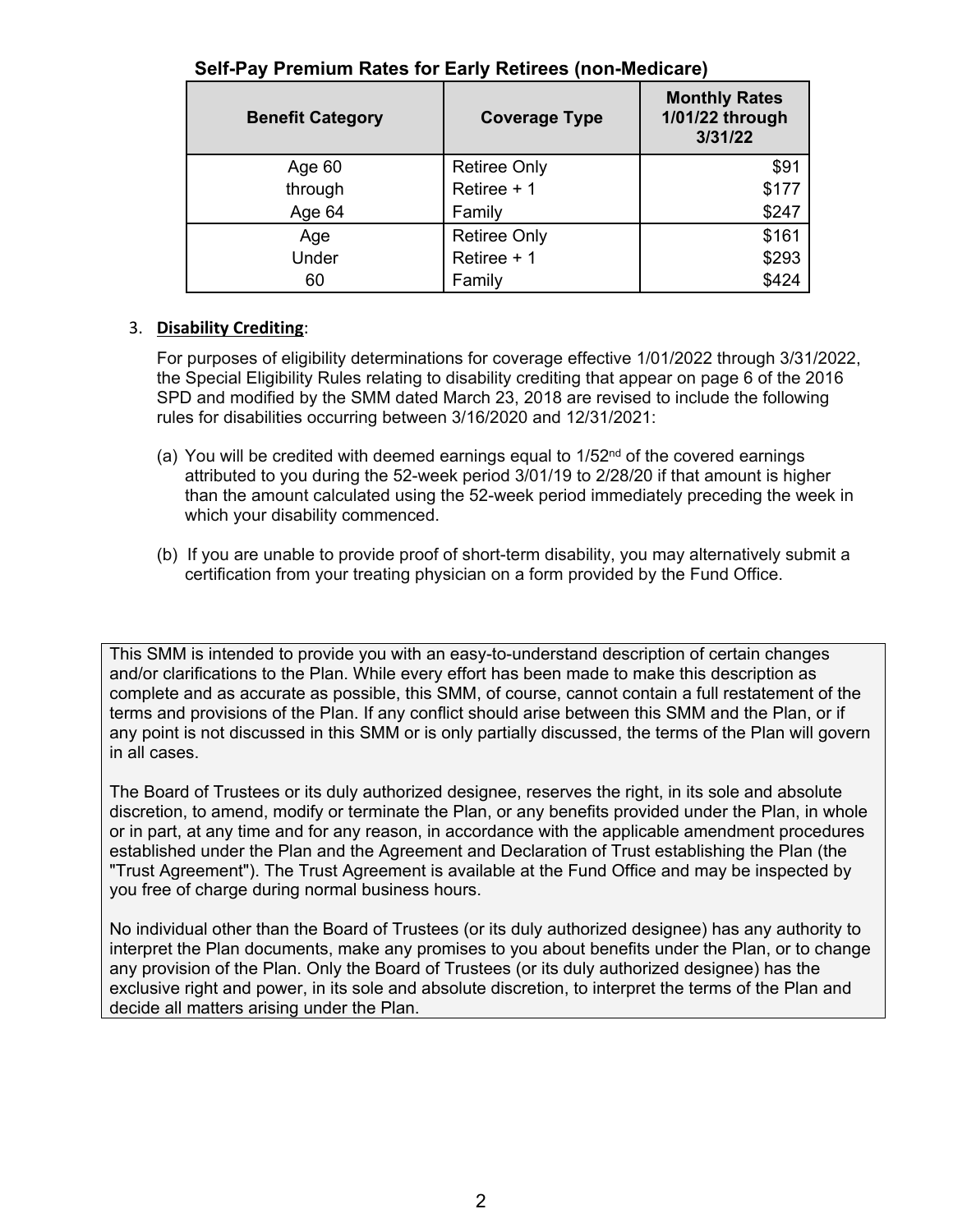**Self-Pay Premium Rates for Early Retirees (non-Medicare)**

| Benefit Category | Coverage Type | Monthly Rates 1/01/22 through 3/31/22 |
|---|---|---|
| Age 60 through Age 64 | Retiree Only | $91 |
| | Retiree + 1 | $177 |
| | Family | $247 |
| Age Under 60 | Retiree Only | $161 |
| | Retiree + 1 | $293 |
| | Family | $424 |

3. **Disability Crediting**:

   For purposes of eligibility determinations for coverage effective 1/01/2022 through 3/31/2022, the Special Eligibility Rules relating to disability crediting that appear on page 6 of the 2016 SPD and modified by the SMM dated March 23, 2018 are revised to include the following rules for disabilities occurring between 3/16/2020 and 12/31/2021:

   (a) You will be credited with deemed earnings equal to 1/52nd of the covered earnings attributed to you during the 52-week period 3/01/19 to 2/28/20 if that amount is higher than the amount calculated using the 52-week period immediately preceding the week in which your disability commenced.

   (b) If you are unable to provide proof of short-term disability, you may alternatively submit a certification from your treating physician on a form provided by the Fund Office.

This SMM is intended to provide you with an easy-to-understand description of certain changes and/or clarifications to the Plan. While every effort has been made to make this description as complete and as accurate as possible, this SMM, of course, cannot contain a full restatement of the terms and provisions of the Plan. If any conflict should arise between this SMM and the Plan, or if any point is not discussed in this SMM or is only partially discussed, the terms of the Plan will govern in all cases.

The Board of Trustees or its duly authorized designee, reserves the right, in its sole and absolute discretion, to amend, modify or terminate the Plan, or any benefits provided under the Plan, in whole or in part, at any time and for any reason, in accordance with the applicable amendment procedures established under the Plan and the Agreement and Declaration of Trust establishing the Plan (the "Trust Agreement"). The Trust Agreement is available at the Fund Office and may be inspected by you free of charge during normal business hours.

No individual other than the Board of Trustees (or its duly authorized designee) has any authority to interpret the Plan documents, make any promises to you about benefits under the Plan, or to change any provision of the Plan. Only the Board of Trustees (or its duly authorized designee) has the exclusive right and power, in its sole and absolute discretion, to interpret the terms of the Plan and decide all matters arising under the Plan.